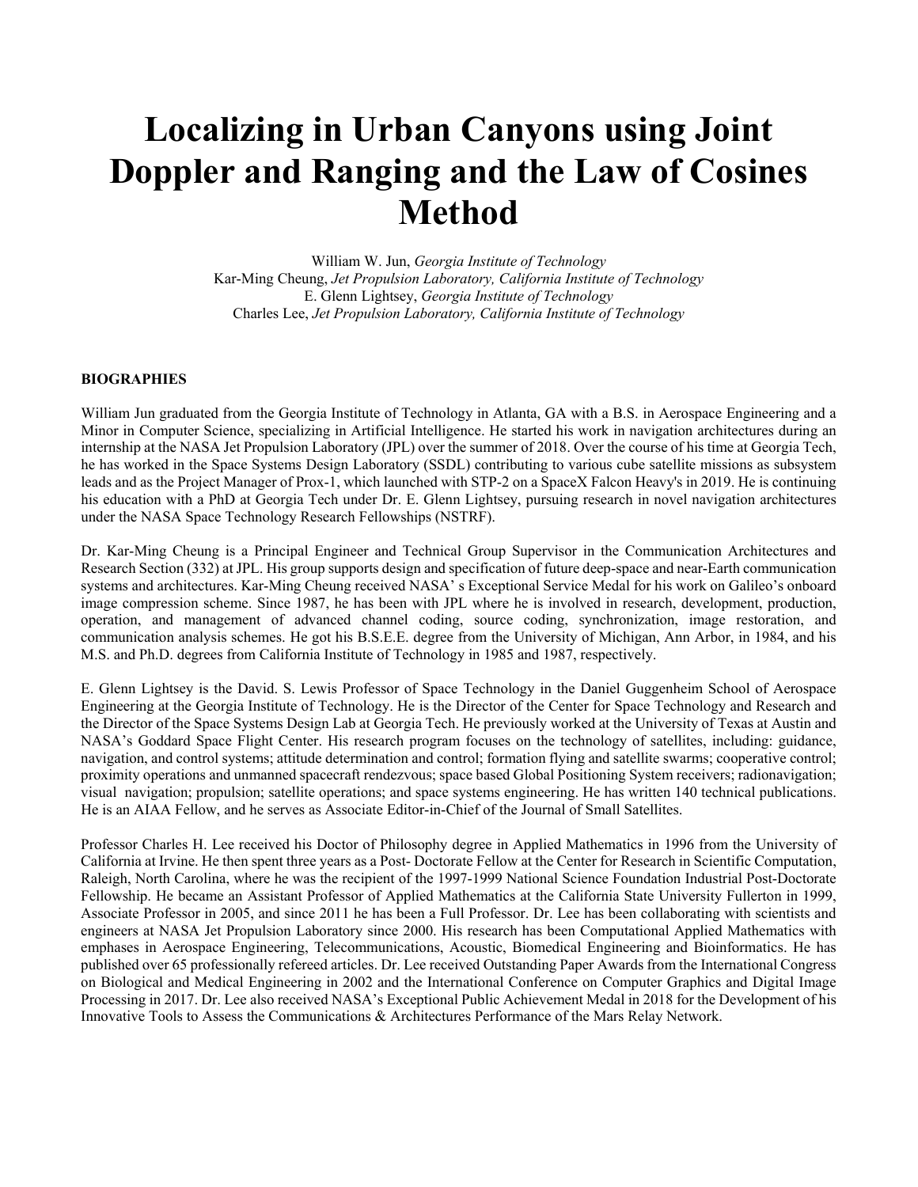# Localizing in Urban Canyons using Joint Doppler and Ranging and the Law of Cosines Method

William W. Jun, *Georgia Institute of Technology*
Kar-Ming Cheung, *Jet Propulsion Laboratory, California Institute of Technology*
E. Glenn Lightsey, *Georgia Institute of Technology*
Charles Lee, *Jet Propulsion Laboratory, California Institute of Technology*

## BIOGRAPHIES

William Jun graduated from the Georgia Institute of Technology in Atlanta, GA with a B.S. in Aerospace Engineering and a Minor in Computer Science, specializing in Artificial Intelligence. He started his work in navigation architectures during an internship at the NASA Jet Propulsion Laboratory (JPL) over the summer of 2018. Over the course of his time at Georgia Tech, he has worked in the Space Systems Design Laboratory (SSDL) contributing to various cube satellite missions as subsystem leads and as the Project Manager of Prox-1, which launched with STP-2 on a SpaceX Falcon Heavy's in 2019. He is continuing his education with a PhD at Georgia Tech under Dr. E. Glenn Lightsey, pursuing research in novel navigation architectures under the NASA Space Technology Research Fellowships (NSTRF).

Dr. Kar-Ming Cheung is a Principal Engineer and Technical Group Supervisor in the Communication Architectures and Research Section (332) at JPL. His group supports design and specification of future deep-space and near-Earth communication systems and architectures. Kar-Ming Cheung received NASA' s Exceptional Service Medal for his work on Galileo's onboard image compression scheme. Since 1987, he has been with JPL where he is involved in research, development, production, operation, and management of advanced channel coding, source coding, synchronization, image restoration, and communication analysis schemes. He got his B.S.E.E. degree from the University of Michigan, Ann Arbor, in 1984, and his M.S. and Ph.D. degrees from California Institute of Technology in 1985 and 1987, respectively.

E. Glenn Lightsey is the David. S. Lewis Professor of Space Technology in the Daniel Guggenheim School of Aerospace Engineering at the Georgia Institute of Technology. He is the Director of the Center for Space Technology and Research and the Director of the Space Systems Design Lab at Georgia Tech. He previously worked at the University of Texas at Austin and NASA's Goddard Space Flight Center. His research program focuses on the technology of satellites, including: guidance, navigation, and control systems; attitude determination and control; formation flying and satellite swarms; cooperative control; proximity operations and unmanned spacecraft rendezvous; space based Global Positioning System receivers; radionavigation; visual navigation; propulsion; satellite operations; and space systems engineering. He has written 140 technical publications. He is an AIAA Fellow, and he serves as Associate Editor-in-Chief of the Journal of Small Satellites.

Professor Charles H. Lee received his Doctor of Philosophy degree in Applied Mathematics in 1996 from the University of California at Irvine. He then spent three years as a Post- Doctorate Fellow at the Center for Research in Scientific Computation, Raleigh, North Carolina, where he was the recipient of the 1997-1999 National Science Foundation Industrial Post-Doctorate Fellowship. He became an Assistant Professor of Applied Mathematics at the California State University Fullerton in 1999, Associate Professor in 2005, and since 2011 he has been a Full Professor. Dr. Lee has been collaborating with scientists and engineers at NASA Jet Propulsion Laboratory since 2000. His research has been Computational Applied Mathematics with emphases in Aerospace Engineering, Telecommunications, Acoustic, Biomedical Engineering and Bioinformatics. He has published over 65 professionally refereed articles. Dr. Lee received Outstanding Paper Awards from the International Congress on Biological and Medical Engineering in 2002 and the International Conference on Computer Graphics and Digital Image Processing in 2017. Dr. Lee also received NASA's Exceptional Public Achievement Medal in 2018 for the Development of his Innovative Tools to Assess the Communications & Architectures Performance of the Mars Relay Network.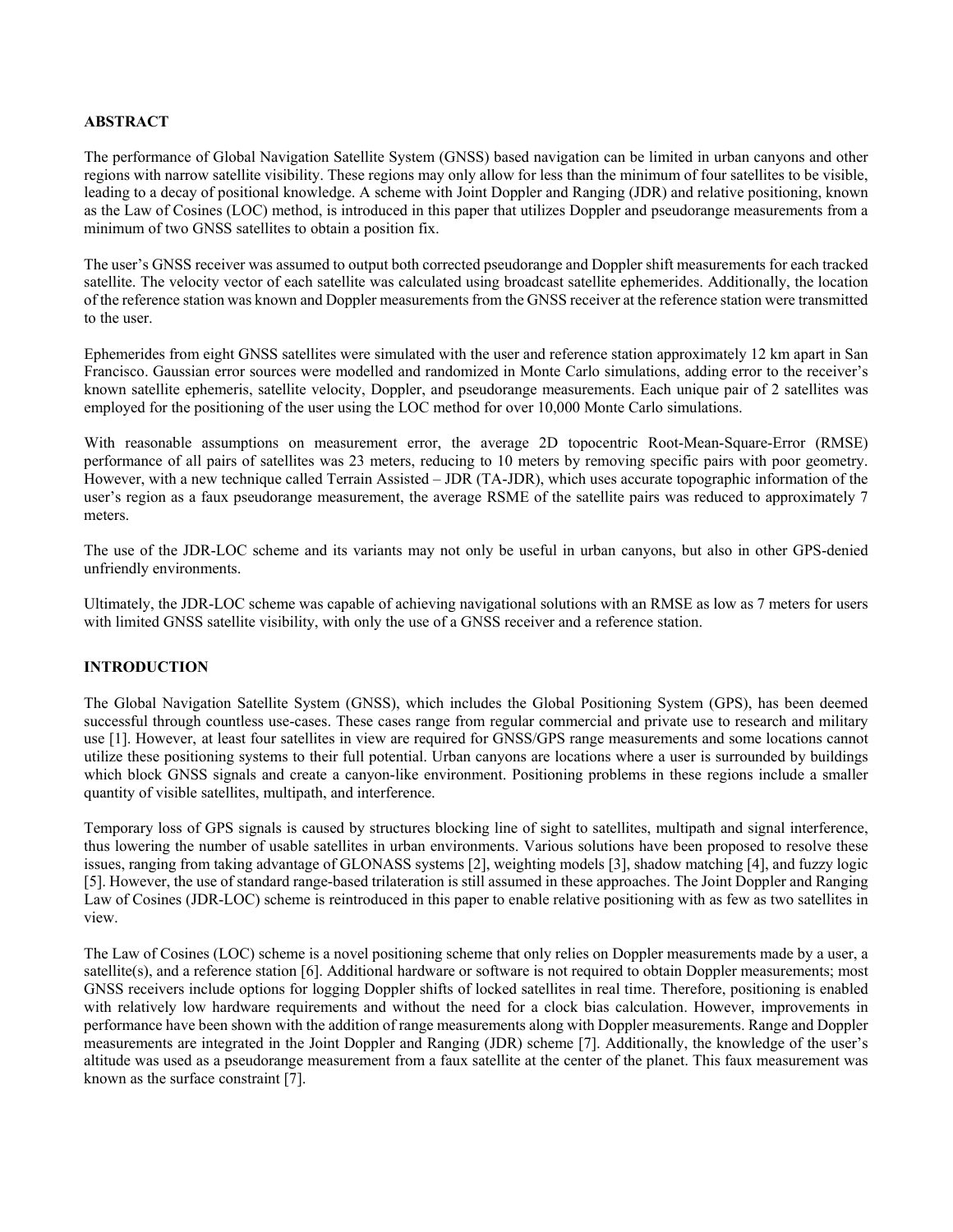## ABSTRACT

The performance of Global Navigation Satellite System (GNSS) based navigation can be limited in urban canyons and other regions with narrow satellite visibility. These regions may only allow for less than the minimum of four satellites to be visible, leading to a decay of positional knowledge. A scheme with Joint Doppler and Ranging (JDR) and relative positioning, known as the Law of Cosines (LOC) method, is introduced in this paper that utilizes Doppler and pseudorange measurements from a minimum of two GNSS satellites to obtain a position fix.

The user's GNSS receiver was assumed to output both corrected pseudorange and Doppler shift measurements for each tracked satellite. The velocity vector of each satellite was calculated using broadcast satellite ephemerides. Additionally, the location of the reference station was known and Doppler measurements from the GNSS receiver at the reference station were transmitted to the user.

Ephemerides from eight GNSS satellites were simulated with the user and reference station approximately 12 km apart in San Francisco. Gaussian error sources were modelled and randomized in Monte Carlo simulations, adding error to the receiver's known satellite ephemeris, satellite velocity, Doppler, and pseudorange measurements. Each unique pair of 2 satellites was employed for the positioning of the user using the LOC method for over 10,000 Monte Carlo simulations.

With reasonable assumptions on measurement error, the average 2D topocentric Root-Mean-Square-Error (RMSE) performance of all pairs of satellites was 23 meters, reducing to 10 meters by removing specific pairs with poor geometry. However, with a new technique called Terrain Assisted – JDR (TA-JDR), which uses accurate topographic information of the user's region as a faux pseudorange measurement, the average RSME of the satellite pairs was reduced to approximately 7 meters.

The use of the JDR-LOC scheme and its variants may not only be useful in urban canyons, but also in other GPS-denied unfriendly environments.

Ultimately, the JDR-LOC scheme was capable of achieving navigational solutions with an RMSE as low as 7 meters for users with limited GNSS satellite visibility, with only the use of a GNSS receiver and a reference station.

## INTRODUCTION

The Global Navigation Satellite System (GNSS), which includes the Global Positioning System (GPS), has been deemed successful through countless use-cases. These cases range from regular commercial and private use to research and military use [1]. However, at least four satellites in view are required for GNSS/GPS range measurements and some locations cannot utilize these positioning systems to their full potential. Urban canyons are locations where a user is surrounded by buildings which block GNSS signals and create a canyon-like environment. Positioning problems in these regions include a smaller quantity of visible satellites, multipath, and interference.

Temporary loss of GPS signals is caused by structures blocking line of sight to satellites, multipath and signal interference, thus lowering the number of usable satellites in urban environments. Various solutions have been proposed to resolve these issues, ranging from taking advantage of GLONASS systems [2], weighting models [3], shadow matching [4], and fuzzy logic [5]. However, the use of standard range-based trilateration is still assumed in these approaches. The Joint Doppler and Ranging Law of Cosines (JDR-LOC) scheme is reintroduced in this paper to enable relative positioning with as few as two satellites in view.

The Law of Cosines (LOC) scheme is a novel positioning scheme that only relies on Doppler measurements made by a user, a satellite(s), and a reference station [6]. Additional hardware or software is not required to obtain Doppler measurements; most GNSS receivers include options for logging Doppler shifts of locked satellites in real time. Therefore, positioning is enabled with relatively low hardware requirements and without the need for a clock bias calculation. However, improvements in performance have been shown with the addition of range measurements along with Doppler measurements. Range and Doppler measurements are integrated in the Joint Doppler and Ranging (JDR) scheme [7]. Additionally, the knowledge of the user's altitude was used as a pseudorange measurement from a faux satellite at the center of the planet. This faux measurement was known as the surface constraint [7].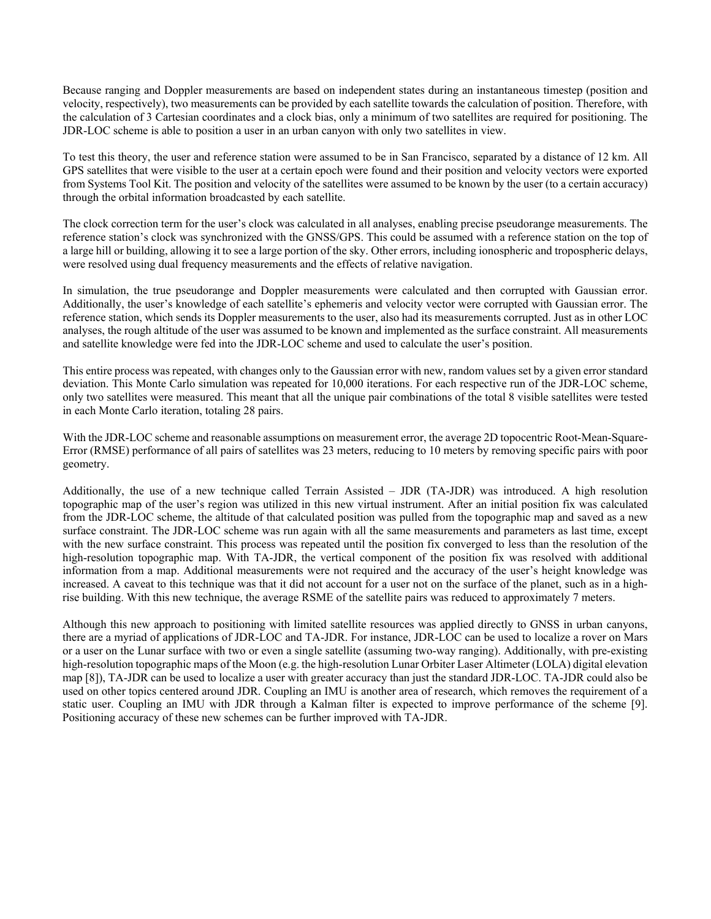Because ranging and Doppler measurements are based on independent states during an instantaneous timestep (position and velocity, respectively), two measurements can be provided by each satellite towards the calculation of position. Therefore, with the calculation of 3 Cartesian coordinates and a clock bias, only a minimum of two satellites are required for positioning. The JDR-LOC scheme is able to position a user in an urban canyon with only two satellites in view.

To test this theory, the user and reference station were assumed to be in San Francisco, separated by a distance of 12 km. All GPS satellites that were visible to the user at a certain epoch were found and their position and velocity vectors were exported from Systems Tool Kit. The position and velocity of the satellites were assumed to be known by the user (to a certain accuracy) through the orbital information broadcasted by each satellite.

The clock correction term for the user's clock was calculated in all analyses, enabling precise pseudorange measurements. The reference station's clock was synchronized with the GNSS/GPS. This could be assumed with a reference station on the top of a large hill or building, allowing it to see a large portion of the sky. Other errors, including ionospheric and tropospheric delays, were resolved using dual frequency measurements and the effects of relative navigation.

In simulation, the true pseudorange and Doppler measurements were calculated and then corrupted with Gaussian error. Additionally, the user's knowledge of each satellite's ephemeris and velocity vector were corrupted with Gaussian error. The reference station, which sends its Doppler measurements to the user, also had its measurements corrupted. Just as in other LOC analyses, the rough altitude of the user was assumed to be known and implemented as the surface constraint. All measurements and satellite knowledge were fed into the JDR-LOC scheme and used to calculate the user's position.

This entire process was repeated, with changes only to the Gaussian error with new, random values set by a given error standard deviation. This Monte Carlo simulation was repeated for 10,000 iterations. For each respective run of the JDR-LOC scheme, only two satellites were measured. This meant that all the unique pair combinations of the total 8 visible satellites were tested in each Monte Carlo iteration, totaling 28 pairs.

With the JDR-LOC scheme and reasonable assumptions on measurement error, the average 2D topocentric Root-Mean-Square-Error (RMSE) performance of all pairs of satellites was 23 meters, reducing to 10 meters by removing specific pairs with poor geometry.

Additionally, the use of a new technique called Terrain Assisted – JDR (TA-JDR) was introduced. A high resolution topographic map of the user's region was utilized in this new virtual instrument. After an initial position fix was calculated from the JDR-LOC scheme, the altitude of that calculated position was pulled from the topographic map and saved as a new surface constraint. The JDR-LOC scheme was run again with all the same measurements and parameters as last time, except with the new surface constraint. This process was repeated until the position fix converged to less than the resolution of the high-resolution topographic map. With TA-JDR, the vertical component of the position fix was resolved with additional information from a map. Additional measurements were not required and the accuracy of the user's height knowledge was increased. A caveat to this technique was that it did not account for a user not on the surface of the planet, such as in a high-rise building. With this new technique, the average RSME of the satellite pairs was reduced to approximately 7 meters.

Although this new approach to positioning with limited satellite resources was applied directly to GNSS in urban canyons, there are a myriad of applications of JDR-LOC and TA-JDR. For instance, JDR-LOC can be used to localize a rover on Mars or a user on the Lunar surface with two or even a single satellite (assuming two-way ranging). Additionally, with pre-existing high-resolution topographic maps of the Moon (e.g. the high-resolution Lunar Orbiter Laser Altimeter (LOLA) digital elevation map [8]), TA-JDR can be used to localize a user with greater accuracy than just the standard JDR-LOC. TA-JDR could also be used on other topics centered around JDR. Coupling an IMU is another area of research, which removes the requirement of a static user. Coupling an IMU with JDR through a Kalman filter is expected to improve performance of the scheme [9]. Positioning accuracy of these new schemes can be further improved with TA-JDR.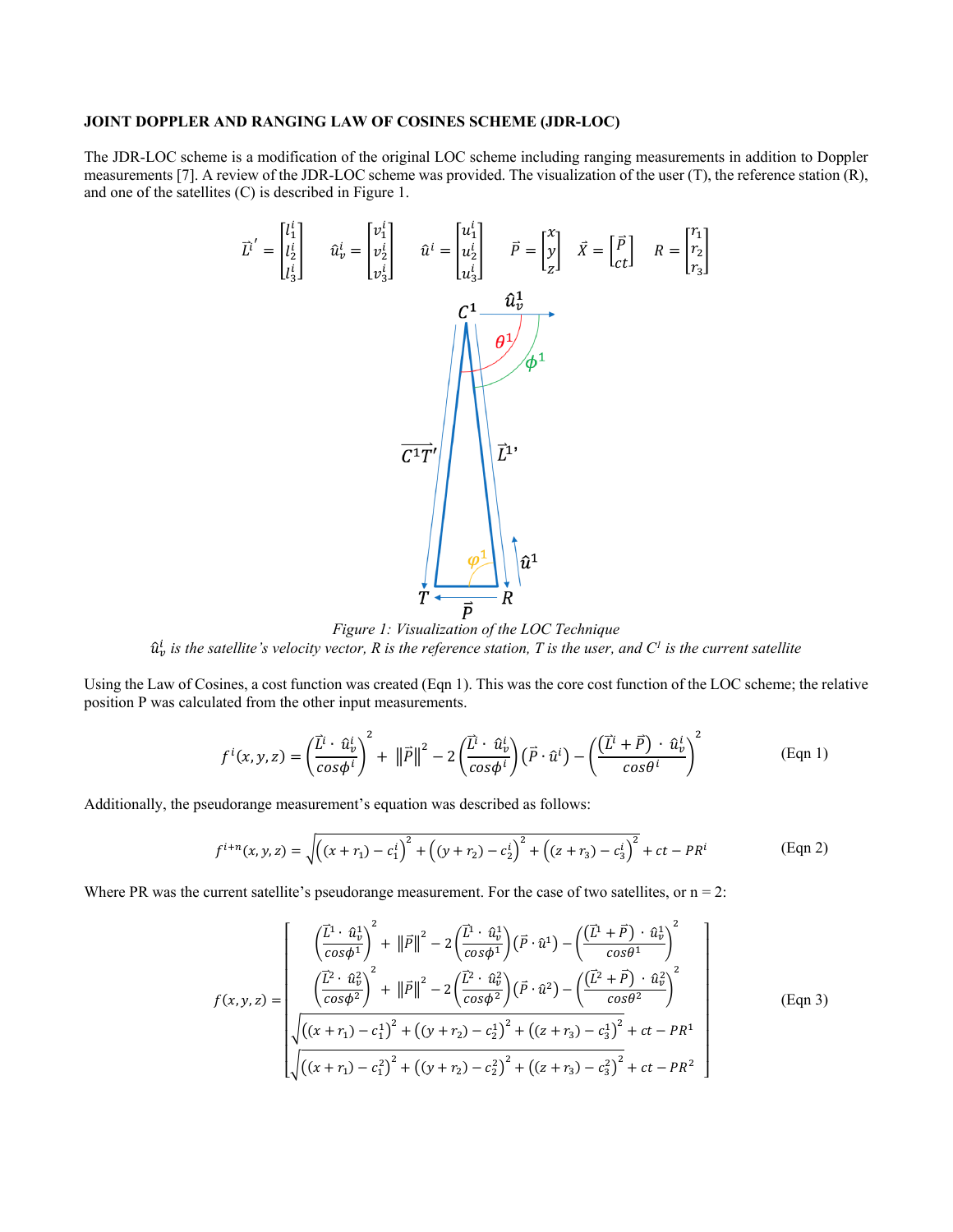**JOINT DOPPLER AND RANGING LAW OF COSINES SCHEME (JDR-LOC)**

The JDR-LOC scheme is a modification of the original LOC scheme including ranging measurements in addition to Doppler measurements [7]. A review of the JDR-LOC scheme was provided. The visualization of the user (T), the reference station (R), and one of the satellites (C) is described in Figure 1.

$$\vec{L}^{i\,\prime} = \begin{bmatrix} l_1^i \\ l_2^i \\ l_3^i \end{bmatrix} \quad \hat{u}_v^i = \begin{bmatrix} v_1^i \\ v_2^i \\ v_3^i \end{bmatrix} \quad \hat{u}^i = \begin{bmatrix} u_1^i \\ u_2^i \\ u_3^i \end{bmatrix} \quad \vec{P} = \begin{bmatrix} x \\ y \\ z \end{bmatrix} \quad \vec{X} = \begin{bmatrix} \vec{P} \\ ct \end{bmatrix} \quad R = \begin{bmatrix} r_1 \\ r_2 \\ r_3 \end{bmatrix}$$

*Figure 1: Visualization of the LOC Technique*

*$\hat{u}_v^i$ is the satellite's velocity vector, R is the reference station, T is the user, and $C^1$ is the current satellite*

Using the Law of Cosines, a cost function was created (Eqn 1). This was the core cost function of the LOC scheme; the relative position P was calculated from the other input measurements.

$$f^i(x,y,z) = \left(\frac{\vec{L}^i \cdot \hat{u}_v^i}{\cos\phi^i}\right)^2 + \|\vec{P}\|^2 - 2\left(\frac{\vec{L}^i \cdot \hat{u}_v^i}{\cos\phi^i}\right)(\vec{P} \cdot \hat{u}^i) - \left(\frac{(\vec{L}^i + \vec{P}) \cdot \hat{u}_v^i}{\cos\theta^i}\right)^2 \tag{Eqn 1}$$

Additionally, the pseudorange measurement's equation was described as follows:

$$f^{i+n}(x,y,z) = \sqrt{\left((x+r_1) - c_1^i\right)^2 + \left((y+r_2) - c_2^i\right)^2 + \left((z+r_3) - c_3^i\right)^2} + ct - PR^i \tag{Eqn 2}$$

Where PR was the current satellite's pseudorange measurement. For the case of two satellites, or n = 2:

$$f(x,y,z) = \begin{bmatrix} \left(\frac{\vec{L}^1 \cdot \hat{u}_v^1}{\cos\phi^1}\right)^2 + \|\vec{P}\|^2 - 2\left(\frac{\vec{L}^1 \cdot \hat{u}_v^1}{\cos\phi^1}\right)(\vec{P} \cdot \hat{u}^1) - \left(\frac{(\vec{L}^1 + \vec{P}) \cdot \hat{u}_v^1}{\cos\theta^1}\right)^2 \\ \left(\frac{\vec{L}^2 \cdot \hat{u}_v^2}{\cos\phi^2}\right)^2 + \|\vec{P}\|^2 - 2\left(\frac{\vec{L}^2 \cdot \hat{u}_v^2}{\cos\phi^2}\right)(\vec{P} \cdot \hat{u}^2) - \left(\frac{(\vec{L}^2 + \vec{P}) \cdot \hat{u}_v^2}{\cos\theta^2}\right)^2 \\ \sqrt{\left((x+r_1) - c_1^1\right)^2 + \left((y+r_2) - c_2^1\right)^2 + \left((z+r_3) - c_3^1\right)^2} + ct - PR^1 \\ \sqrt{\left((x+r_1) - c_1^2\right)^2 + \left((y+r_2) - c_2^2\right)^2 + \left((z+r_3) - c_3^2\right)^2} + ct - PR^2 \end{bmatrix} \tag{Eqn 3}$$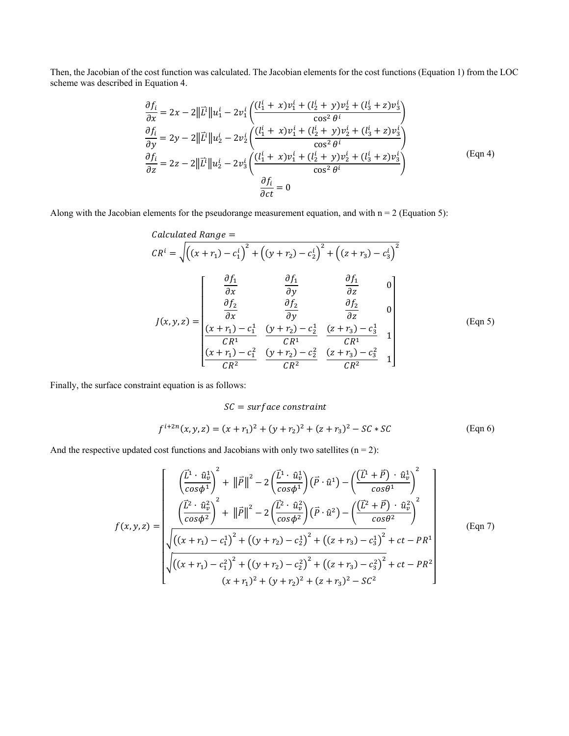Then, the Jacobian of the cost function was calculated. The Jacobian elements for the cost functions (Equation 1) from the LOC scheme was described in Equation 4.

$$
\begin{gathered}
\frac{\partial f_i}{\partial x} = 2x - 2\|\vec{L}^i\|u_1^i - 2v_1^i\left(\frac{(l_1^i + x)v_1^i + (l_2^i + y)v_2^i + (l_3^i + z)v_3^i}{\cos^2\theta^i}\right) \\
\frac{\partial f_i}{\partial y} = 2y - 2\|\vec{L}^i\|u_2^i - 2v_2^i\left(\frac{(l_1^i + x)v_1^i + (l_2^i + y)v_2^i + (l_3^i + z)v_3^i}{\cos^2\theta^i}\right) \\
\frac{\partial f_i}{\partial z} = 2z - 2\|\vec{L}^i\|u_2^i - 2v_3^i\left(\frac{(l_1^i + x)v_1^i + (l_2^i + y)v_2^i + (l_3^i + z)v_3^i}{\cos^2\theta^i}\right) \\
\frac{\partial f_i}{\partial ct} = 0
\end{gathered}
\tag{Eqn 4}
$$

Along with the Jacobian elements for the pseudorange measurement equation, and with n = 2 (Equation 5):

$$
\begin{gathered}
Calculated\ Range = \\
CR^i = \sqrt{\left((x + r_1) - c_1^i\right)^2 + \left((y + r_2) - c_2^i\right)^2 + \left((z + r_3) - c_3^i\right)^2} \\
J(x,y,z) = \begin{bmatrix}
\frac{\partial f_1}{\partial x} & \frac{\partial f_1}{\partial y} & \frac{\partial f_1}{\partial z} & 0 \\
\frac{\partial f_2}{\partial x} & \frac{\partial f_2}{\partial y} & \frac{\partial f_2}{\partial z} & 0 \\
\frac{(x + r_1) - c_1^1}{CR^1} & \frac{(y + r_2) - c_2^1}{CR^1} & \frac{(z + r_3) - c_3^1}{CR^1} & 1 \\
\frac{(x + r_1) - c_1^2}{CR^2} & \frac{(y + r_2) - c_2^2}{CR^2} & \frac{(z + r_3) - c_3^2}{CR^2} & 1
\end{bmatrix}
\end{gathered}
\tag{Eqn 5}
$$

Finally, the surface constraint equation is as follows:

$$
SC = surface\ constraint
$$

$$
f^{i+2n}(x,y,z) = (x + r_1)^2 + (y + r_2)^2 + (z + r_3)^2 - SC * SC \tag{Eqn 6}
$$

And the respective updated cost functions and Jacobians with only two satellites (n = 2):

$$
f(x,y,z) = \begin{bmatrix}
\left(\frac{\vec{L}^1 \cdot \hat{u}_v^1}{\cos\phi^1}\right)^2 + \|\vec{P}\|^2 - 2\left(\frac{\vec{L}^1 \cdot \hat{u}_v^1}{\cos\phi^1}\right)(\vec{P} \cdot \hat{u}^1) - \left(\frac{(\vec{L}^1 + \vec{P}) \cdot \hat{u}_v^1}{\cos\theta^1}\right)^2 \\
\left(\frac{\vec{L}^2 \cdot \hat{u}_v^2}{\cos\phi^2}\right)^2 + \|\vec{P}\|^2 - 2\left(\frac{\vec{L}^2 \cdot \hat{u}_v^2}{\cos\phi^2}\right)(\vec{P} \cdot \hat{u}^2) - \left(\frac{(\vec{L}^2 + \vec{P}) \cdot \hat{u}_v^2}{\cos\theta^2}\right)^2 \\
\sqrt{\left((x + r_1) - c_1^1\right)^2 + \left((y + r_2) - c_2^1\right)^2 + \left((z + r_3) - c_3^1\right)^2} + ct - PR^1 \\
\sqrt{\left((x + r_1) - c_1^2\right)^2 + \left((y + r_2) - c_2^2\right)^2 + \left((z + r_3) - c_3^2\right)^2} + ct - PR^2 \\
(x + r_1)^2 + (y + r_2)^2 + (z + r_3)^2 - SC^2
\end{bmatrix}
\tag{Eqn 7}
$$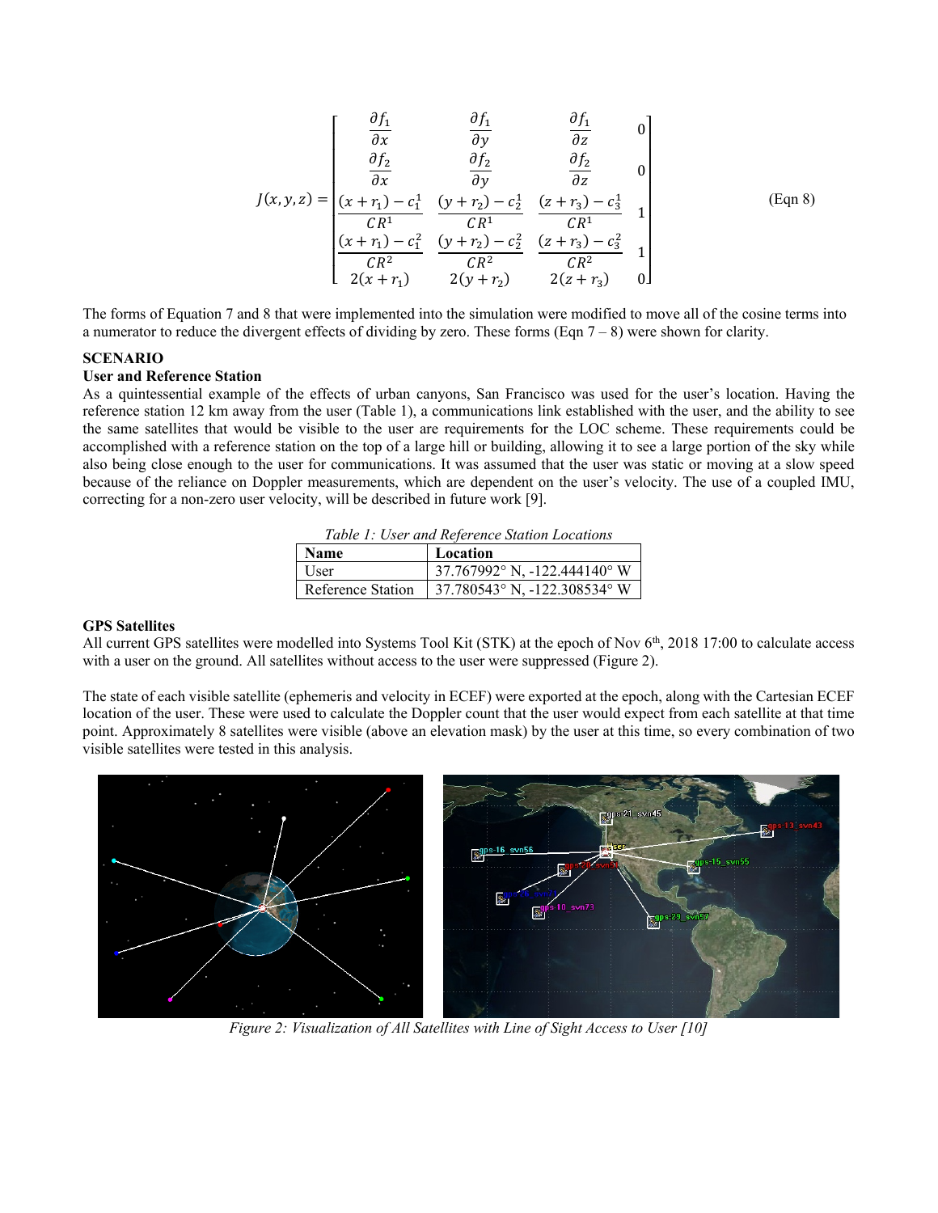$$J(x,y,z) = \begin{bmatrix} \frac{\partial f_1}{\partial x} & \frac{\partial f_1}{\partial y} & \frac{\partial f_1}{\partial z} & 0 \\ \frac{\partial f_2}{\partial x} & \frac{\partial f_2}{\partial y} & \frac{\partial f_2}{\partial z} & 0 \\ \frac{(x+r_1)-c_1^1}{CR^1} & \frac{(y+r_2)-c_2^1}{CR^1} & \frac{(z+r_3)-c_3^1}{CR^1} & 1 \\ \frac{(x+r_1)-c_1^2}{CR^2} & \frac{(y+r_2)-c_2^2}{CR^2} & \frac{(z+r_3)-c_3^2}{CR^2} & 1 \\ 2(x+r_1) & 2(y+r_2) & 2(z+r_3) & 0 \end{bmatrix} \quad \text{(Eqn 8)}$$

The forms of Equation 7 and 8 that were implemented into the simulation were modified to move all of the cosine terms into a numerator to reduce the divergent effects of dividing by zero. These forms (Eqn 7 – 8) were shown for clarity.

## SCENARIO

### User and Reference Station

As a quintessential example of the effects of urban canyons, San Francisco was used for the user's location. Having the reference station 12 km away from the user (Table 1), a communications link established with the user, and the ability to see the same satellites that would be visible to the user are requirements for the LOC scheme. These requirements could be accomplished with a reference station on the top of a large hill or building, allowing it to see a large portion of the sky while also being close enough to the user for communications. It was assumed that the user was static or moving at a slow speed because of the reliance on Doppler measurements, which are dependent on the user's velocity. The use of a coupled IMU, correcting for a non-zero user velocity, will be described in future work [9].

*Table 1: User and Reference Station Locations*

| Name | Location |
| --- | --- |
| User | 37.767992° N, -122.444140° W |
| Reference Station | 37.780543° N, -122.308534° W |

### GPS Satellites

All current GPS satellites were modelled into Systems Tool Kit (STK) at the epoch of Nov 6th, 2018 17:00 to calculate access with a user on the ground. All satellites without access to the user were suppressed (Figure 2).

The state of each visible satellite (ephemeris and velocity in ECEF) were exported at the epoch, along with the Cartesian ECEF location of the user. These were used to calculate the Doppler count that the user would expect from each satellite at that time point. Approximately 8 satellites were visible (above an elevation mask) by the user at this time, so every combination of two visible satellites were tested in this analysis.

*Figure 2: Visualization of All Satellites with Line of Sight Access to User [10]*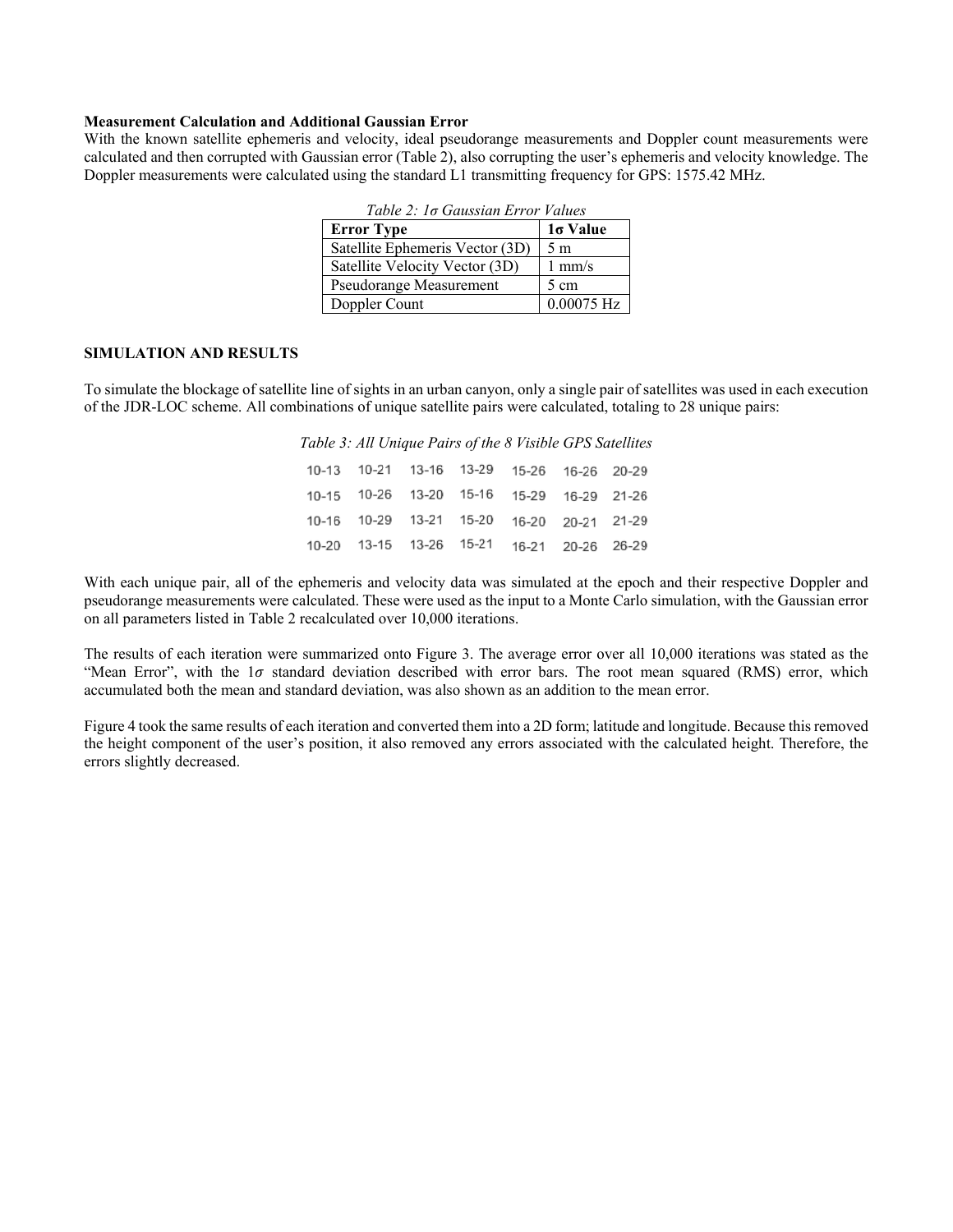**Measurement Calculation and Additional Gaussian Error**

With the known satellite ephemeris and velocity, ideal pseudorange measurements and Doppler count measurements were calculated and then corrupted with Gaussian error (Table 2), also corrupting the user's ephemeris and velocity knowledge. The Doppler measurements were calculated using the standard L1 transmitting frequency for GPS: 1575.42 MHz.

*Table 2: 1σ Gaussian Error Values*

| Error Type | 1σ Value |
|---|---|
| Satellite Ephemeris Vector (3D) | 5 m |
| Satellite Velocity Vector (3D) | 1 mm/s |
| Pseudorange Measurement | 5 cm |
| Doppler Count | 0.00075 Hz |

## SIMULATION AND RESULTS

To simulate the blockage of satellite line of sights in an urban canyon, only a single pair of satellites was used in each execution of the JDR-LOC scheme. All combinations of unique satellite pairs were calculated, totaling to 28 unique pairs:

*Table 3: All Unique Pairs of the 8 Visible GPS Satellites*

| | | | | | | |
|---|---|---|---|---|---|---|
| 10-13 | 10-21 | 13-16 | 13-29 | 15-26 | 16-26 | 20-29 |
| 10-15 | 10-26 | 13-20 | 15-16 | 15-29 | 16-29 | 21-26 |
| 10-16 | 10-29 | 13-21 | 15-20 | 16-20 | 20-21 | 21-29 |
| 10-20 | 13-15 | 13-26 | 15-21 | 16-21 | 20-26 | 26-29 |

With each unique pair, all of the ephemeris and velocity data was simulated at the epoch and their respective Doppler and pseudorange measurements were calculated. These were used as the input to a Monte Carlo simulation, with the Gaussian error on all parameters listed in Table 2 recalculated over 10,000 iterations.

The results of each iteration were summarized onto Figure 3. The average error over all 10,000 iterations was stated as the "Mean Error", with the $1\sigma$ standard deviation described with error bars. The root mean squared (RMS) error, which accumulated both the mean and standard deviation, was also shown as an addition to the mean error.

Figure 4 took the same results of each iteration and converted them into a 2D form; latitude and longitude. Because this removed the height component of the user's position, it also removed any errors associated with the calculated height. Therefore, the errors slightly decreased.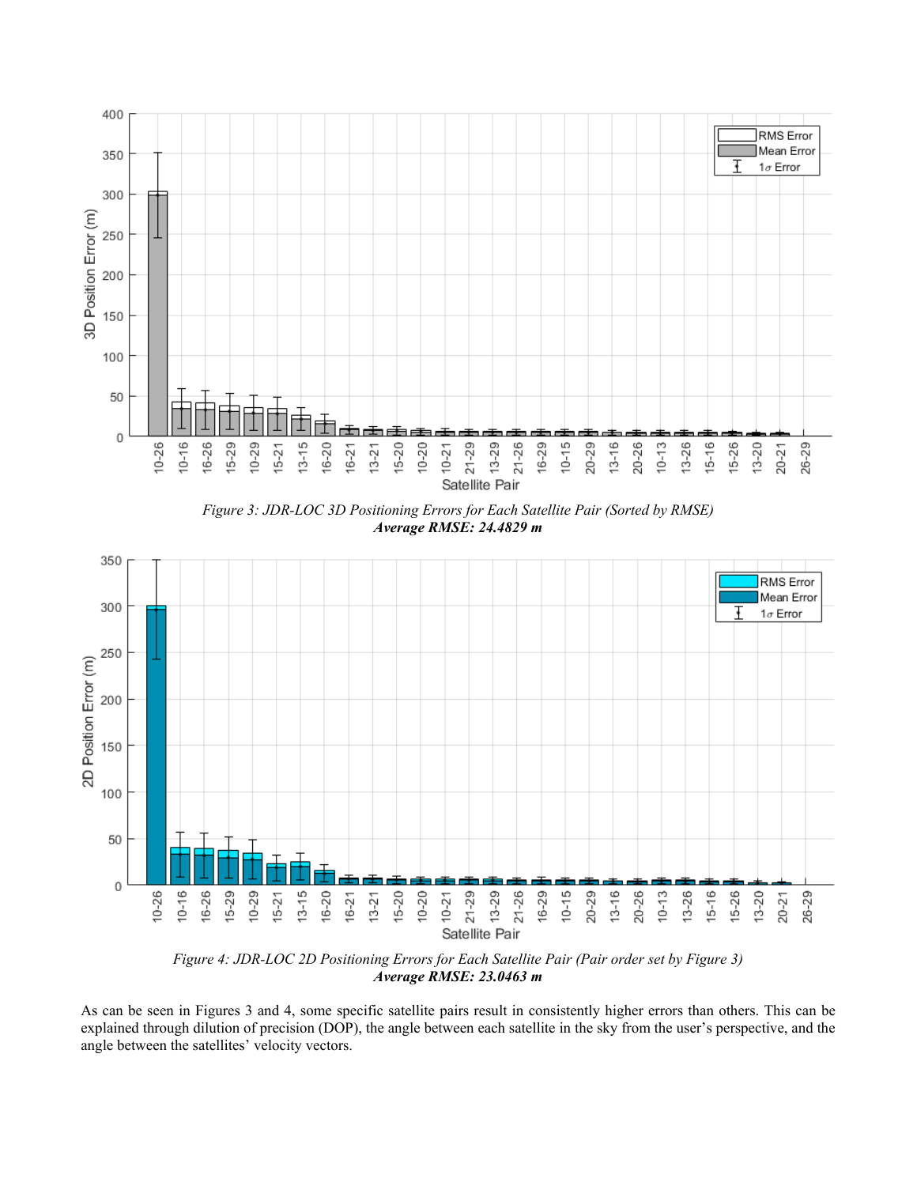*Figure 3: JDR-LOC 3D Positioning Errors for Each Satellite Pair (Sorted by RMSE)*
***Average RMSE: 24.4829 m***

*Figure 4: JDR-LOC 2D Positioning Errors for Each Satellite Pair (Pair order set by Figure 3)*
***Average RMSE: 23.0463 m***

As can be seen in Figures 3 and 4, some specific satellite pairs result in consistently higher errors than others. This can be explained through dilution of precision (DOP), the angle between each satellite in the sky from the user's perspective, and the angle between the satellites' velocity vectors.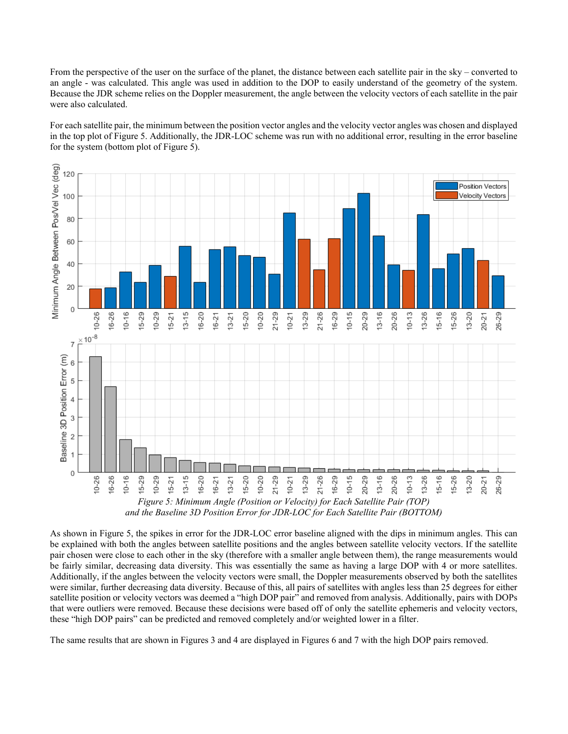From the perspective of the user on the surface of the planet, the distance between each satellite pair in the sky – converted to an angle - was calculated. This angle was used in addition to the DOP to easily understand of the geometry of the system. Because the JDR scheme relies on the Doppler measurement, the angle between the velocity vectors of each satellite in the pair were also calculated.

For each satellite pair, the minimum between the position vector angles and the velocity vector angles was chosen and displayed in the top plot of Figure 5. Additionally, the JDR-LOC scheme was run with no additional error, resulting in the error baseline for the system (bottom plot of Figure 5).

*Figure 5: Minimum Angle (Position or Velocity) for Each Satellite Pair (TOP) and the Baseline 3D Position Error for JDR-LOC for Each Satellite Pair (BOTTOM)*

As shown in Figure 5, the spikes in error for the JDR-LOC error baseline aligned with the dips in minimum angles. This can be explained with both the angles between satellite positions and the angles between satellite velocity vectors. If the satellite pair chosen were close to each other in the sky (therefore with a smaller angle between them), the range measurements would be fairly similar, decreasing data diversity. This was essentially the same as having a large DOP with 4 or more satellites. Additionally, if the angles between the velocity vectors were small, the Doppler measurements observed by both the satellites were similar, further decreasing data diversity. Because of this, all pairs of satellites with angles less than 25 degrees for either satellite position or velocity vectors was deemed a "high DOP pair" and removed from analysis. Additionally, pairs with DOPs that were outliers were removed. Because these decisions were based off of only the satellite ephemeris and velocity vectors, these "high DOP pairs" can be predicted and removed completely and/or weighted lower in a filter.

The same results that are shown in Figures 3 and 4 are displayed in Figures 6 and 7 with the high DOP pairs removed.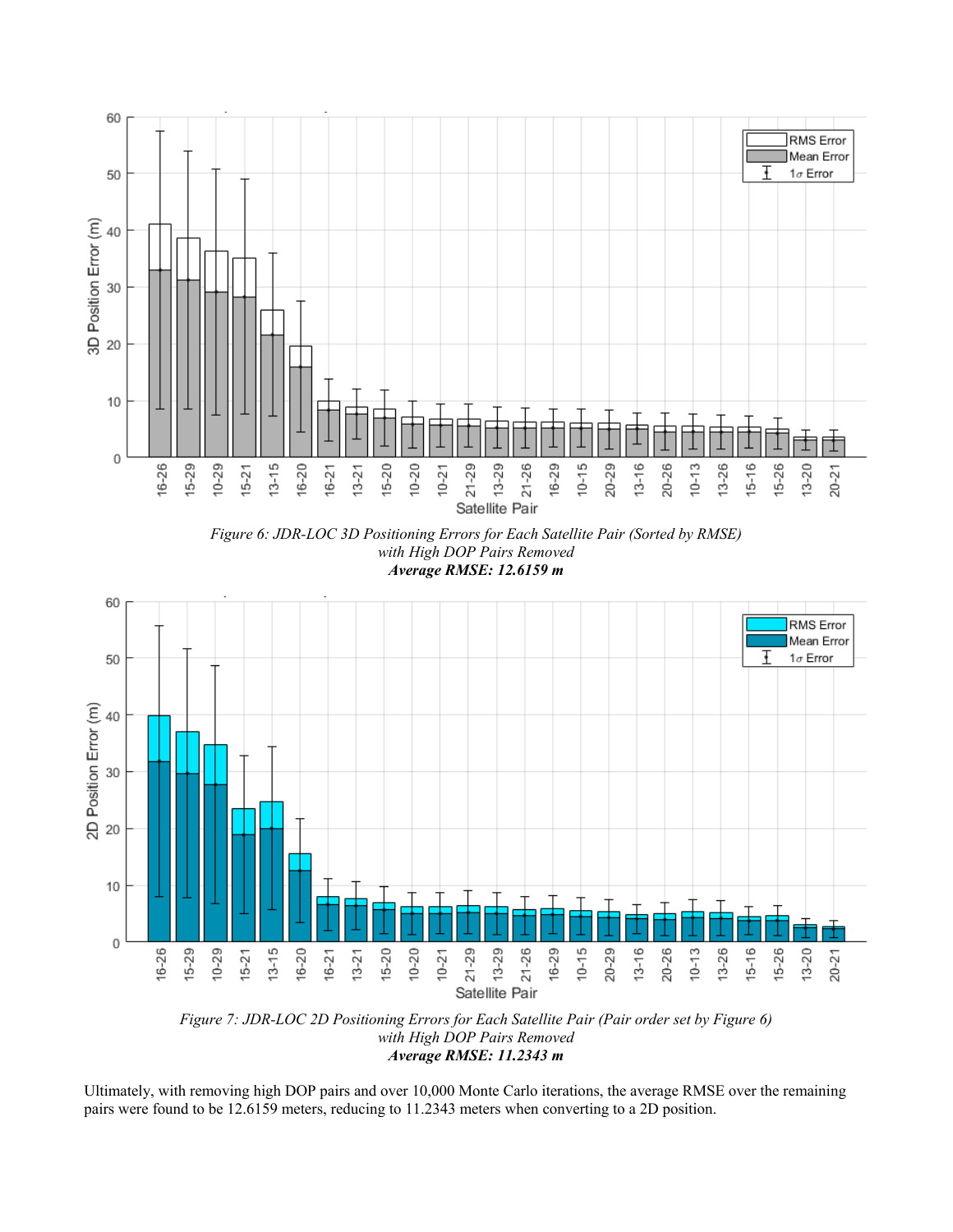*Figure 6: JDR-LOC 3D Positioning Errors for Each Satellite Pair (Sorted by RMSE) with High DOP Pairs Removed*
***Average RMSE: 12.6159 m***

*Figure 7: JDR-LOC 2D Positioning Errors for Each Satellite Pair (Pair order set by Figure 6) with High DOP Pairs Removed*
***Average RMSE: 11.2343 m***

Ultimately, with removing high DOP pairs and over 10,000 Monte Carlo iterations, the average RMSE over the remaining pairs were found to be 12.6159 meters, reducing to 11.2343 meters when converting to a 2D position.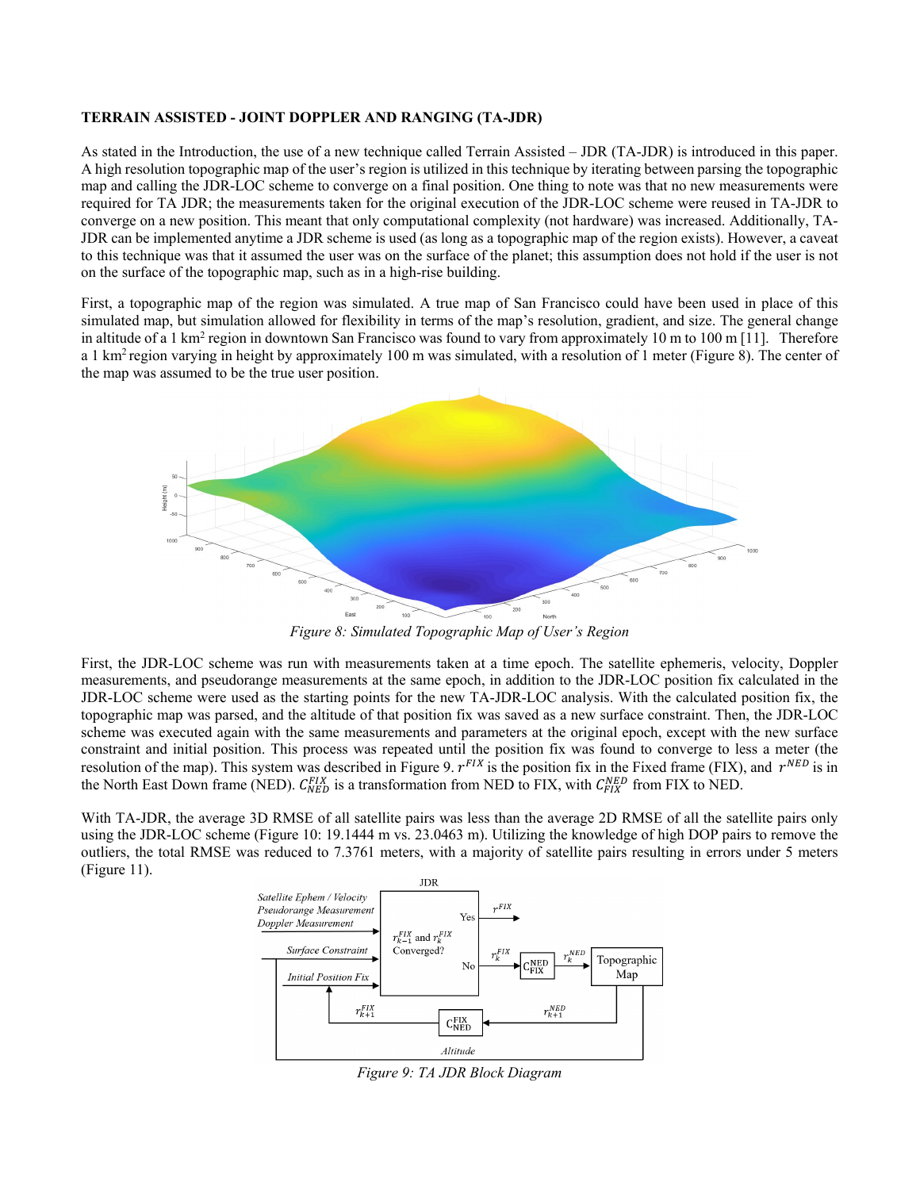**TERRAIN ASSISTED - JOINT DOPPLER AND RANGING (TA-JDR)**

As stated in the Introduction, the use of a new technique called Terrain Assisted – JDR (TA-JDR) is introduced in this paper. A high resolution topographic map of the user's region is utilized in this technique by iterating between parsing the topographic map and calling the JDR-LOC scheme to converge on a final position. One thing to note was that no new measurements were required for TA JDR; the measurements taken for the original execution of the JDR-LOC scheme were reused in TA-JDR to converge on a new position. This meant that only computational complexity (not hardware) was increased. Additionally, TA-JDR can be implemented anytime a JDR scheme is used (as long as a topographic map of the region exists). However, a caveat to this technique was that it assumed the user was on the surface of the planet; this assumption does not hold if the user is not on the surface of the topographic map, such as in a high-rise building.

First, a topographic map of the region was simulated. A true map of San Francisco could have been used in place of this simulated map, but simulation allowed for flexibility in terms of the map's resolution, gradient, and size. The general change in altitude of a 1 km$^2$ region in downtown San Francisco was found to vary from approximately 10 m to 100 m [11]. Therefore a 1 km$^2$ region varying in height by approximately 100 m was simulated, with a resolution of 1 meter (Figure 8). The center of the map was assumed to be the true user position.

*Figure 8: Simulated Topographic Map of User's Region*

First, the JDR-LOC scheme was run with measurements taken at a time epoch. The satellite ephemeris, velocity, Doppler measurements, and pseudorange measurements at the same epoch, in addition to the JDR-LOC position fix calculated in the JDR-LOC scheme were used as the starting points for the new TA-JDR-LOC analysis. With the calculated position fix, the topographic map was parsed, and the altitude of that position fix was saved as a new surface constraint. Then, the JDR-LOC scheme was executed again with the same measurements and parameters at the original epoch, except with the new surface constraint and initial position. This process was repeated until the position fix was found to converge to less a meter (the resolution of the map). This system was described in Figure 9. $r^{FIX}$ is the position fix in the Fixed frame (FIX), and $r^{NED}$ is in the North East Down frame (NED). $C_{NED}^{FIX}$ is a transformation from NED to FIX, with $C_{FIX}^{NED}$ from FIX to NED.

With TA-JDR, the average 3D RMSE of all satellite pairs was less than the average 2D RMSE of all the satellite pairs only using the JDR-LOC scheme (Figure 10: 19.1444 m vs. 23.0463 m). Utilizing the knowledge of high DOP pairs to remove the outliers, the total RMSE was reduced to 7.3761 meters, with a majority of satellite pairs resulting in errors under 5 meters (Figure 11).

*Figure 9: TA JDR Block Diagram*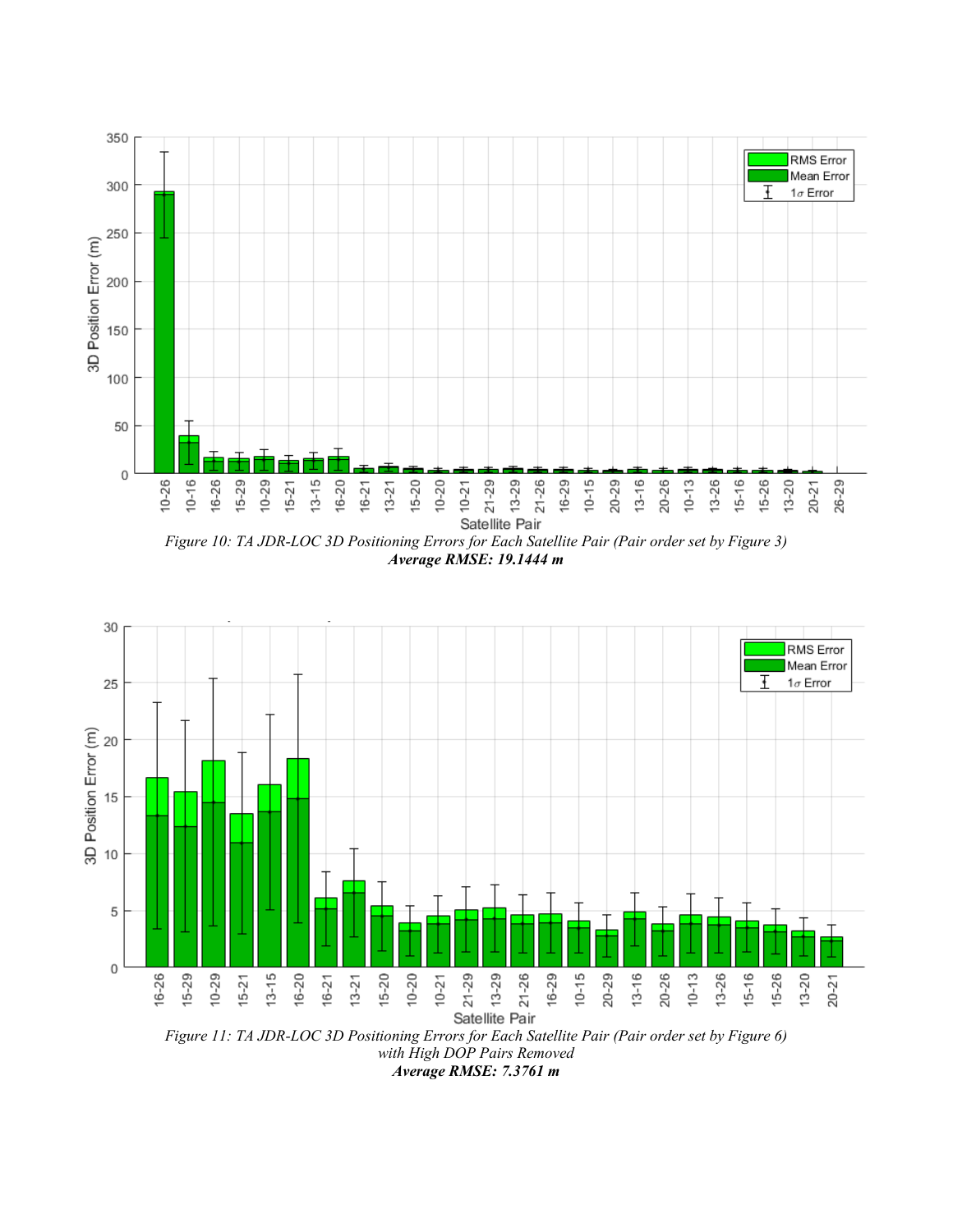*Figure 10: TA JDR-LOC 3D Positioning Errors for Each Satellite Pair (Pair order set by Figure 3)*
***Average RMSE: 19.1444 m***

*Figure 11: TA JDR-LOC 3D Positioning Errors for Each Satellite Pair (Pair order set by Figure 6) with High DOP Pairs Removed*
***Average RMSE: 7.3761 m***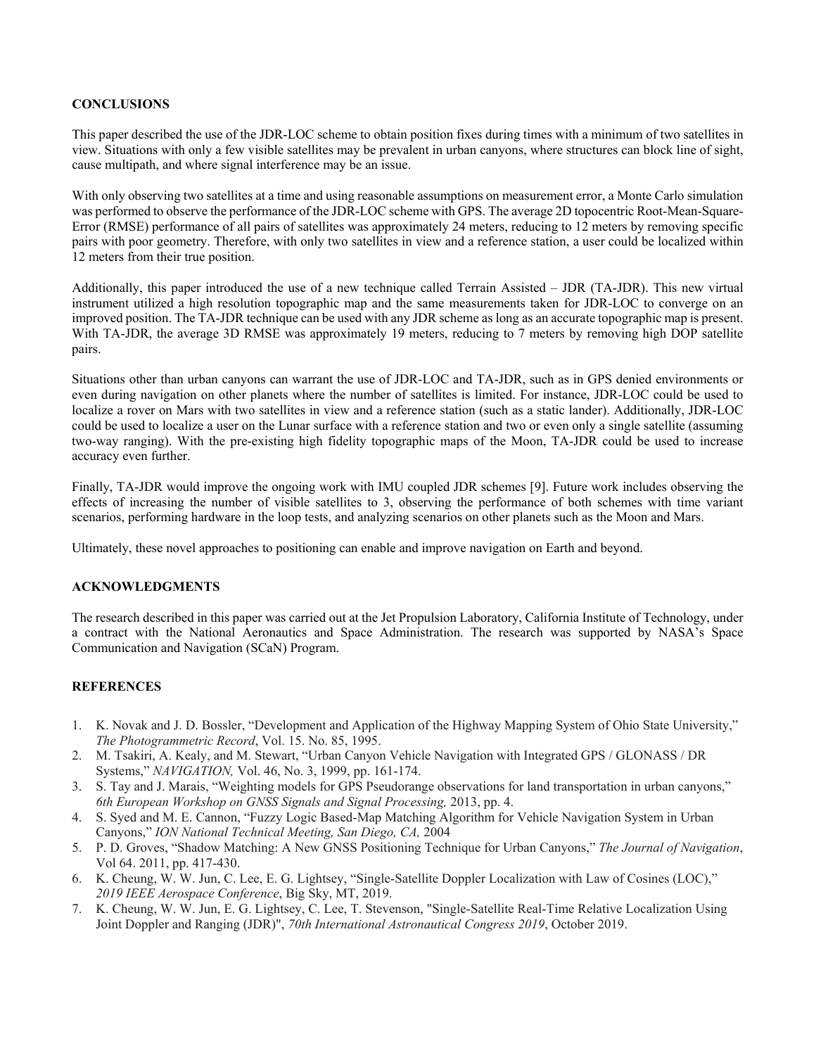## CONCLUSIONS

This paper described the use of the JDR-LOC scheme to obtain position fixes during times with a minimum of two satellites in view. Situations with only a few visible satellites may be prevalent in urban canyons, where structures can block line of sight, cause multipath, and where signal interference may be an issue.

With only observing two satellites at a time and using reasonable assumptions on measurement error, a Monte Carlo simulation was performed to observe the performance of the JDR-LOC scheme with GPS. The average 2D topocentric Root-Mean-Square-Error (RMSE) performance of all pairs of satellites was approximately 24 meters, reducing to 12 meters by removing specific pairs with poor geometry. Therefore, with only two satellites in view and a reference station, a user could be localized within 12 meters from their true position.

Additionally, this paper introduced the use of a new technique called Terrain Assisted – JDR (TA-JDR). This new virtual instrument utilized a high resolution topographic map and the same measurements taken for JDR-LOC to converge on an improved position. The TA-JDR technique can be used with any JDR scheme as long as an accurate topographic map is present. With TA-JDR, the average 3D RMSE was approximately 19 meters, reducing to 7 meters by removing high DOP satellite pairs.

Situations other than urban canyons can warrant the use of JDR-LOC and TA-JDR, such as in GPS denied environments or even during navigation on other planets where the number of satellites is limited. For instance, JDR-LOC could be used to localize a rover on Mars with two satellites in view and a reference station (such as a static lander). Additionally, JDR-LOC could be used to localize a user on the Lunar surface with a reference station and two or even only a single satellite (assuming two-way ranging). With the pre-existing high fidelity topographic maps of the Moon, TA-JDR could be used to increase accuracy even further.

Finally, TA-JDR would improve the ongoing work with IMU coupled JDR schemes [9]. Future work includes observing the effects of increasing the number of visible satellites to 3, observing the performance of both schemes with time variant scenarios, performing hardware in the loop tests, and analyzing scenarios on other planets such as the Moon and Mars.

Ultimately, these novel approaches to positioning can enable and improve navigation on Earth and beyond.

## ACKNOWLEDGMENTS

The research described in this paper was carried out at the Jet Propulsion Laboratory, California Institute of Technology, under a contract with the National Aeronautics and Space Administration. The research was supported by NASA's Space Communication and Navigation (SCaN) Program.

## REFERENCES

1. K. Novak and J. D. Bossler, "Development and Application of the Highway Mapping System of Ohio State University," *The Photogrammetric Record*, Vol. 15. No. 85, 1995.
2. M. Tsakiri, A. Kealy, and M. Stewart, "Urban Canyon Vehicle Navigation with Integrated GPS / GLONASS / DR Systems," *NAVIGATION,* Vol. 46, No. 3, 1999, pp. 161-174.
3. S. Tay and J. Marais, "Weighting models for GPS Pseudorange observations for land transportation in urban canyons," *6th European Workshop on GNSS Signals and Signal Processing,* 2013, pp. 4.
4. S. Syed and M. E. Cannon, "Fuzzy Logic Based-Map Matching Algorithm for Vehicle Navigation System in Urban Canyons," *ION National Technical Meeting, San Diego, CA,* 2004
5. P. D. Groves, "Shadow Matching: A New GNSS Positioning Technique for Urban Canyons," *The Journal of Navigation*, Vol 64. 2011, pp. 417-430.
6. K. Cheung, W. W. Jun, C. Lee, E. G. Lightsey, "Single-Satellite Doppler Localization with Law of Cosines (LOC)," *2019 IEEE Aerospace Conference*, Big Sky, MT, 2019.
7. K. Cheung, W. W. Jun, E. G. Lightsey, C. Lee, T. Stevenson, "Single-Satellite Real-Time Relative Localization Using Joint Doppler and Ranging (JDR)", *70th International Astronautical Congress 2019*, October 2019.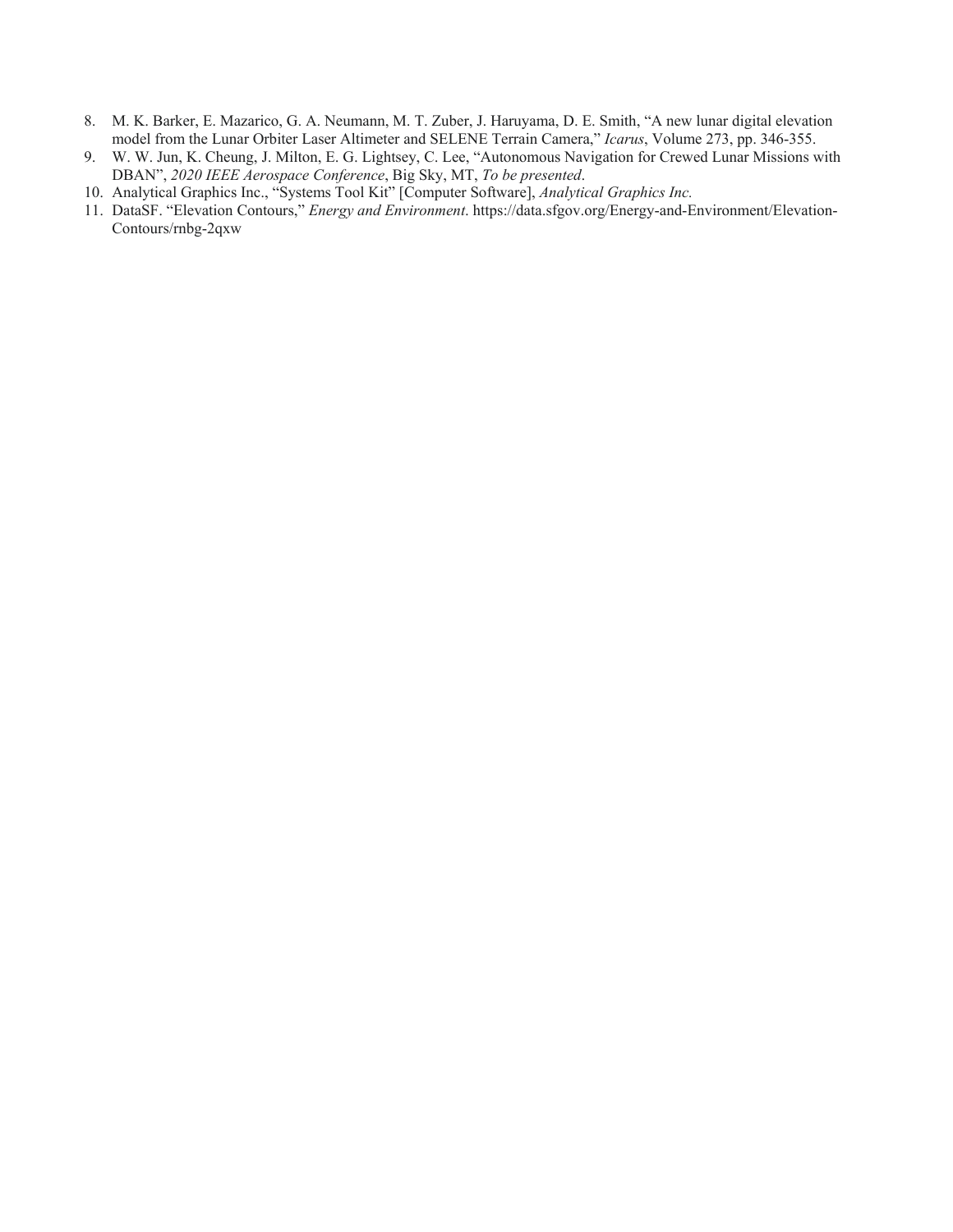8. M. K. Barker, E. Mazarico, G. A. Neumann, M. T. Zuber, J. Haruyama, D. E. Smith, "A new lunar digital elevation model from the Lunar Orbiter Laser Altimeter and SELENE Terrain Camera," *Icarus*, Volume 273, pp. 346-355.
9. W. W. Jun, K. Cheung, J. Milton, E. G. Lightsey, C. Lee, "Autonomous Navigation for Crewed Lunar Missions with DBAN", *2020 IEEE Aerospace Conference*, Big Sky, MT, *To be presented*.
10. Analytical Graphics Inc., "Systems Tool Kit" [Computer Software], *Analytical Graphics Inc.*
11. DataSF. "Elevation Contours," *Energy and Environment*. https://data.sfgov.org/Energy-and-Environment/Elevation-Contours/rnbg-2qxw